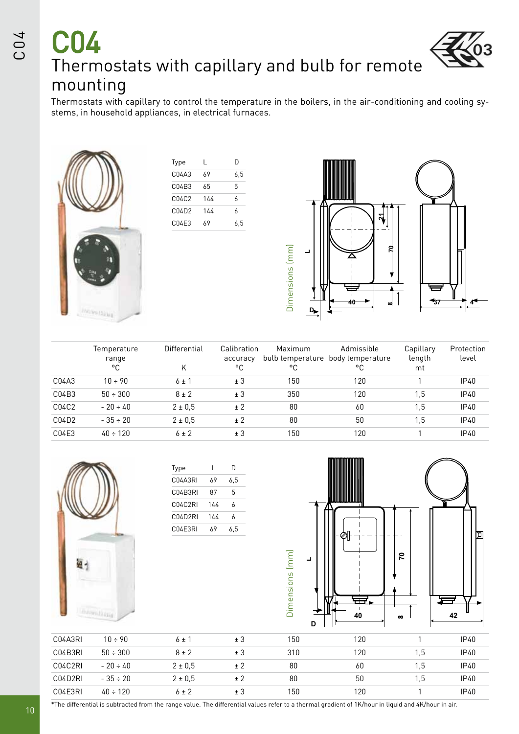# C04

## Thermostats with capillary and bulb for remote mounting

Thermostats with capillary to control the temperature in the boilers, in the air-conditioning and cooling systems, in household appliances, in electrical furnaces.

| Type | L | D |
|---|---|---|
| C04A3 | 69 | 6,5 |
| C04B3 | 65 | 5 |
| C04C2 | 144 | 6 |
| C04D2 | 144 | 6 |
| C04E3 | 69 | 6,5 |

Dimensions (mm)

| | Temperature range °C | Differential K | Calibration accuracy °C | Maximum bulb temperature °C | Admissible body temperature °C | Capillary length mt | Protection level |
|---|---|---|---|---|---|---|---|
| C04A3 | 10 ÷ 90 | 6 ± 1 | ± 3 | 150 | 120 | 1 | IP40 |
| C04B3 | 50 ÷ 300 | 8 ± 2 | ± 3 | 350 | 120 | 1,5 | IP40 |
| C04C2 | - 20 ÷ 40 | 2 ± 0,5 | ± 2 | 80 | 60 | 1,5 | IP40 |
| C04D2 | - 35 ÷ 20 | 2 ± 0,5 | ± 2 | 80 | 50 | 1,5 | IP40 |
| C04E3 | 40 ÷ 120 | 6 ± 2 | ± 3 | 150 | 120 | 1 | IP40 |

| Type | L | D |
|---|---|---|
| C04A3RI | 69 | 6,5 |
| C04B3RI | 87 | 5 |
| C04C2RI | 144 | 6 |
| C04D2RI | 144 | 6 |
| C04E3RI | 69 | 6,5 |

Dimensions (mm)

| | Temperature range °C | Differential K | Calibration accuracy °C | Maximum bulb temperature °C | Admissible body temperature °C | Capillary length mt | Protection level |
|---|---|---|---|---|---|---|---|
| C04A3RI | 10 ÷ 90 | 6 ± 1 | ± 3 | 150 | 120 | 1 | IP40 |
| C04B3RI | 50 ÷ 300 | 8 ± 2 | ± 3 | 310 | 120 | 1,5 | IP40 |
| C04C2RI | - 20 ÷ 40 | 2 ± 0,5 | ± 2 | 80 | 60 | 1,5 | IP40 |
| C04D2RI | - 35 ÷ 20 | 2 ± 0,5 | ± 2 | 80 | 50 | 1,5 | IP40 |
| C04E3RI | 40 ÷ 120 | 6 ± 2 | ± 3 | 150 | 120 | 1 | IP40 |

*The differential is subtracted from the range value. The differential values refer to a thermal gradient of 1K/hour in liquid and 4K/hour in air.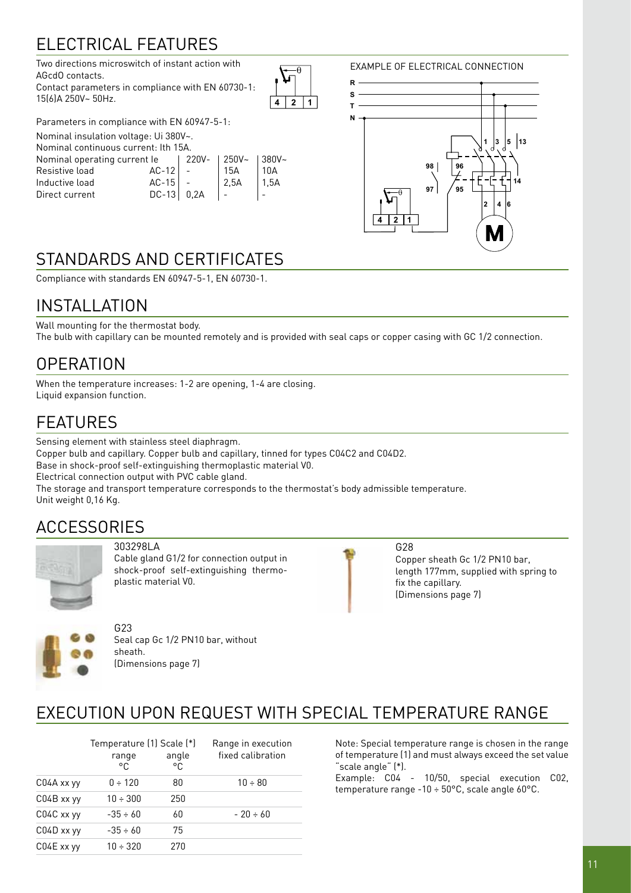## ELECTRICAL FEATURES

Two directions microswitch of instant action with AGcdO contacts.
Contact parameters in compliance with EN 60730-1: 15(6)A 250V~ 50Hz.

Parameters in compliance with EN 60947-5-1:

Nominal insulation voltage: Ui 380V~.
Nominal continuous current: Ith 15A.

| Nominal operating current Ie | | 220V- | 250V~ | 380V~ |
|---|---|---|---|---|
| Resistive load | AC-12 | - | 15A | 10A |
| Inductive load | AC-15 | - | 2,5A | 1,5A |
| Direct current | DC-13 | 0,2A | - | - |

EXAMPLE OF ELECTRICAL CONNECTION

R
S
T
N
1 3 5 13
98 96
97 95
14
2 4 6
4 2 1
M

## STANDARDS AND CERTIFICATES

Compliance with standards EN 60947-5-1, EN 60730-1.

## INSTALLATION

Wall mounting for the thermostat body.
The bulb with capillary can be mounted remotely and is provided with seal caps or copper casing with GC 1/2 connection.

## OPERATION

When the temperature increases: 1-2 are opening, 1-4 are closing.
Liquid expansion function.

## FEATURES

Sensing element with stainless steel diaphragm.
Copper bulb and capillary. Copper bulb and capillary, tinned for types C04C2 and C04D2.
Base in shock-proof self-extinguishing thermoplastic material V0.
Electrical connection output with PVC cable gland.
The storage and transport temperature corresponds to the thermostat's body admissible temperature.
Unit weight 0,16 Kg.

## ACCESSORIES

303298LA
Cable gland G1/2 for connection output in shock-proof self-extinguishing thermoplastic material V0.

G28
Copper sheath Gc 1/2 PN10 bar, length 177mm, supplied with spring to fix the capillary.
(Dimensions page 7)

G23
Seal cap Gc 1/2 PN10 bar, without sheath.
(Dimensions page 7)

## EXECUTION UPON REQUEST WITH SPECIAL TEMPERATURE RANGE

| | Temperature (1) range °C | Scale (*) angle °C | Range in execution fixed calibration |
|---|---|---|---|
| C04A xx yy | 0 ÷ 120 | 80 | 10 ÷ 80 |
| C04B xx yy | 10 ÷ 300 | 250 | |
| C04C xx yy | -35 ÷ 60 | 60 | - 20 ÷ 60 |
| C04D xx yy | -35 ÷ 60 | 75 | |
| C04E xx yy | 10 ÷ 320 | 270 | |

Note: Special temperature range is chosen in the range of temperature (1) and must always exceed the set value "scale angle" (*).
Example: C04 - 10/50, special execution C02, temperature range -10 ÷ 50°C, scale angle 60°C.